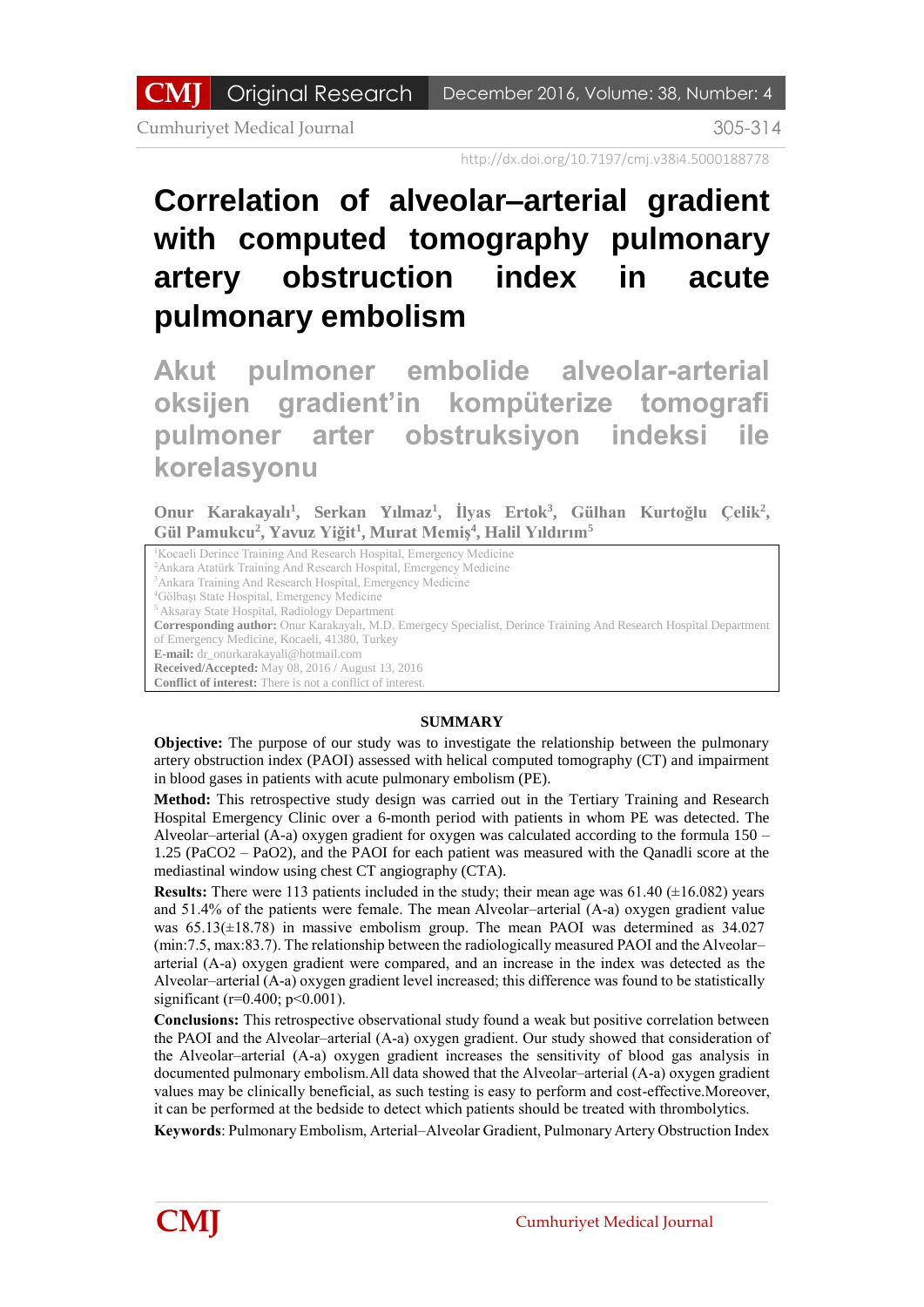# Correlation of alveolar–arterial gradient with computed tomography pulmonary artery obstruction index in acute pulmonary embolism

## Akut pulmoner embolide alveolar-arterial oksijen gradient'in kompüterize tomografi pulmoner arter obstruksiyon indeksi ile korelasyonu

**Onur Karakayalı[1], Serkan Yılmaz[1], İlyas Ertok[3], Gülhan Kurtoğlu Çelik[2], Gül Pamukcu[2], Yavuz Yiğit[1], Murat Memiş[4], Halil Yıldırım[5]**

[1]Kocaeli Derince Training And Research Hospital, Emergency Medicine
[2]Ankara Atatürk Training And Research Hospital, Emergency Medicine
[3]Ankara Training And Research Hospital, Emergency Medicine
[4]Gölbaşı State Hospital, Emergency Medicine
[5]Aksaray State Hospital, Radiology Department

**Corresponding author:** Onur Karakayalı, M.D. Emergency Specialist, Derince Training And Research Hospital Department of Emergency Medicine, Kocaeli, 41380, Turkey
**E-mail:** dr_onurkarakayali@hotmail.com
**Received/Accepted:** May 08, 2016 / August 13, 2016
**Conflict of interest:** There is not a conflict of interest.

### SUMMARY

**Objective:** The purpose of our study was to investigate the relationship between the pulmonary artery obstruction index (PAOI) assessed with helical computed tomography (CT) and impairment in blood gases in patients with acute pulmonary embolism (PE).

**Method:** This retrospective study design was carried out in the Tertiary Training and Research Hospital Emergency Clinic over a 6-month period with patients in whom PE was detected. The Alveolar–arterial (A-a) oxygen gradient for oxygen was calculated according to the formula 150 – 1.25 (PaCO2 – PaO2), and the PAOI for each patient was measured with the Qanadli score at the mediastinal window using chest CT angiography (CTA).

**Results:** There were 113 patients included in the study; their mean age was 61.40 (±16.082) years and 51.4% of the patients were female. The mean Alveolar–arterial (A-a) oxygen gradient value was 65.13(±18.78) in massive embolism group. The mean PAOI was determined as 34.027 (min:7.5, max:83.7). The relationship between the radiologically measured PAOI and the Alveolar–arterial (A-a) oxygen gradient were compared, and an increase in the index was detected as the Alveolar–arterial (A-a) oxygen gradient level increased; this difference was found to be statistically significant ($r=0.400$; $p<0.001$).

**Conclusions:** This retrospective observational study found a weak but positive correlation between the PAOI and the Alveolar–arterial (A-a) oxygen gradient. Our study showed that consideration of the Alveolar–arterial (A-a) oxygen gradient increases the sensitivity of blood gas analysis in documented pulmonary embolism.All data showed that the Alveolar–arterial (A-a) oxygen gradient values may be clinically beneficial, as such testing is easy to perform and cost-effective.Moreover, it can be performed at the bedside to detect which patients should be treated with thrombolytics.

**Keywords**: Pulmonary Embolism, Arterial–Alveolar Gradient, Pulmonary Artery Obstruction Index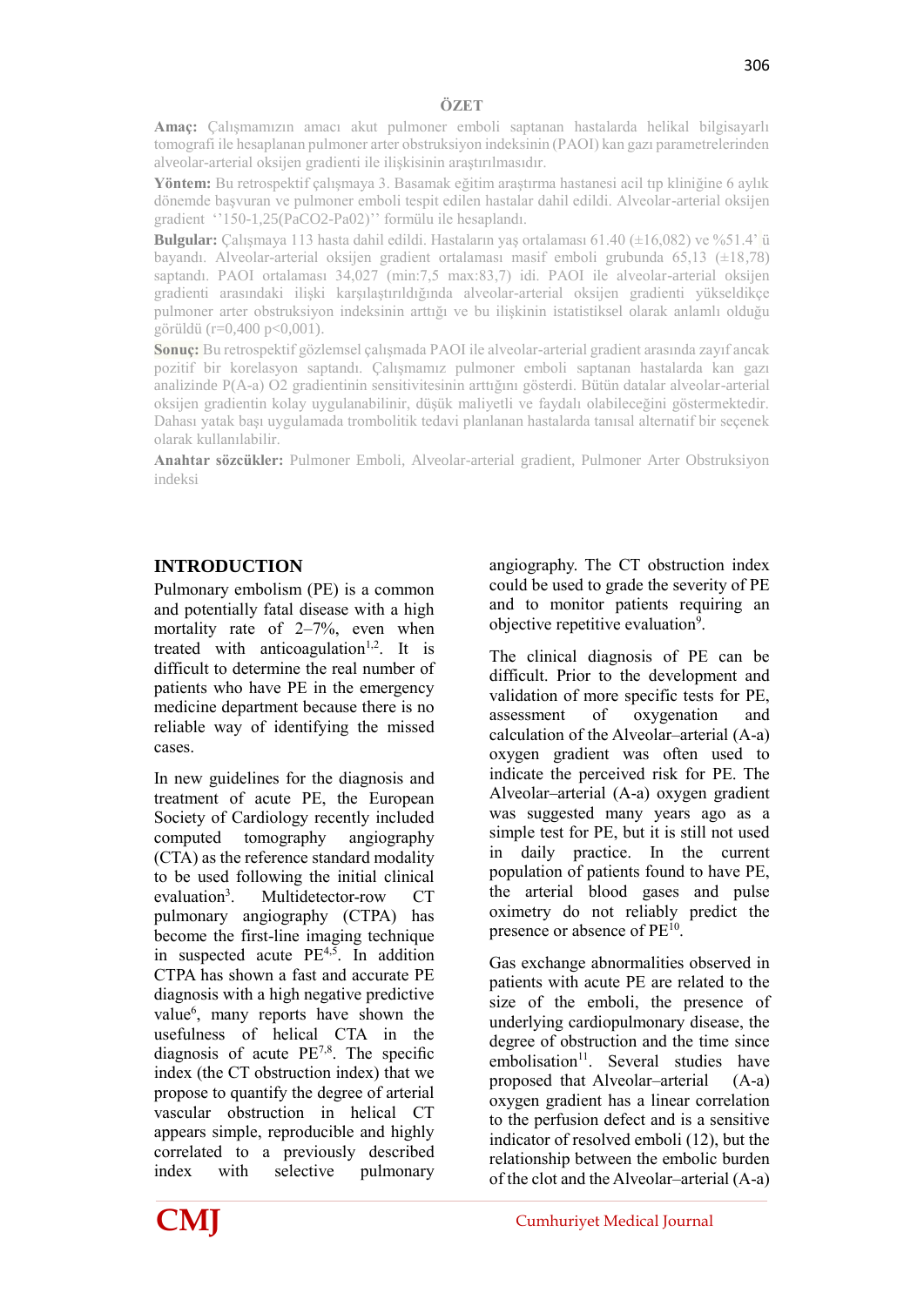### ÖZET

**Amaç:** Çalışmamızın amacı akut pulmoner emboli saptanan hastalarda helikal bilgisayarlı tomografi ile hesaplanan pulmoner arter obstruksiyon indeksinin (PAOI) kan gazı parametrelerinden alveolar-arterial oksijen gradienti ile ilişkisinin araştırılmasıdır.

**Yöntem:** Bu retrospektif çalışmaya 3. Basamak eğitim araştırma hastanesi acil tıp kliniğine 6 aylık dönemde başvuran ve pulmoner emboli tespit edilen hastalar dahil edildi. Alveolar-arterial oksijen gradient ''150-1,25(PaCO2-Pa02)'' formülu ile hesaplandı.

**Bulgular:** Çalışmaya 113 hasta dahil edildi. Hastaların yaş ortalaması 61.40 (±16,082) ve %51.4' ü bayandı. Alveolar-arterial oksijen gradient ortalaması masif emboli grubunda 65,13 (±18,78) saptandı. PAOI ortalaması 34,027 (min:7,5 max:83,7) idi. PAOI ile alveolar-arterial oksijen gradienti arasındaki ilişki karşılaştırıldığında alveolar-arterial oksijen gradienti yükseldikçe pulmoner arter obstruksiyon indeksinin arttığı ve bu ilişkinin istatistiksel olarak anlamlı olduğu görüldü (r=0,400 p<0,001).

**Sonuç:** Bu retrospektif gözlemsel çalışmada PAOI ile alveolar-arterial gradient arasında zayıf ancak pozitif bir korelasyon saptandı. Çalışmamız pulmoner emboli saptanan hastalarda kan gazı analizinde P(A-a) O2 gradientinin sensitivitesinin arttığını gösterdi. Bütün datalar alveolar-arterial oksijen gradientin kolay uygulanabilinir, düşük maliyetli ve faydalı olabileceğini göstermektedir. Dahası yatak başı uygulamada trombolitik tedavi planlanan hastalarda tanısal alternatif bir seçenek olarak kullanılabilir.

**Anahtar sözcükler:** Pulmoner Emboli, Alveolar-arterial gradient, Pulmoner Arter Obstruksiyon indeksi

## INTRODUCTION

Pulmonary embolism (PE) is a common and potentially fatal disease with a high mortality rate of 2–7%, even when treated with anticoagulation[1,2]. It is difficult to determine the real number of patients who have PE in the emergency medicine department because there is no reliable way of identifying the missed cases.

In new guidelines for the diagnosis and treatment of acute PE, the European Society of Cardiology recently included computed tomography angiography (CTA) as the reference standard modality to be used following the initial clinical evaluation[3]. Multidetector-row CT pulmonary angiography (CTPA) has become the first-line imaging technique in suspected acute PE[4,5]. In addition CTPA has shown a fast and accurate PE diagnosis with a high negative predictive value[6], many reports have shown the usefulness of helical CTA in the diagnosis of acute PE[7,8]. The specific index (the CT obstruction index) that we propose to quantify the degree of arterial vascular obstruction in helical CT appears simple, reproducible and highly correlated to a previously described index with selective pulmonary angiography. The CT obstruction index could be used to grade the severity of PE and to monitor patients requiring an objective repetitive evaluation[9].

The clinical diagnosis of PE can be difficult. Prior to the development and validation of more specific tests for PE, assessment of oxygenation and calculation of the Alveolar–arterial (A-a) oxygen gradient was often used to indicate the perceived risk for PE. The Alveolar–arterial (A-a) oxygen gradient was suggested many years ago as a simple test for PE, but it is still not used in daily practice. In the current population of patients found to have PE, the arterial blood gases and pulse oximetry do not reliably predict the presence or absence of PE[10].

Gas exchange abnormalities observed in patients with acute PE are related to the size of the emboli, the presence of underlying cardiopulmonary disease, the degree of obstruction and the time since embolisation[11]. Several studies have proposed that Alveolar–arterial (A-a) oxygen gradient has a linear correlation to the perfusion defect and is a sensitive indicator of resolved emboli (12), but the relationship between the embolic burden of the clot and the Alveolar–arterial (A-a)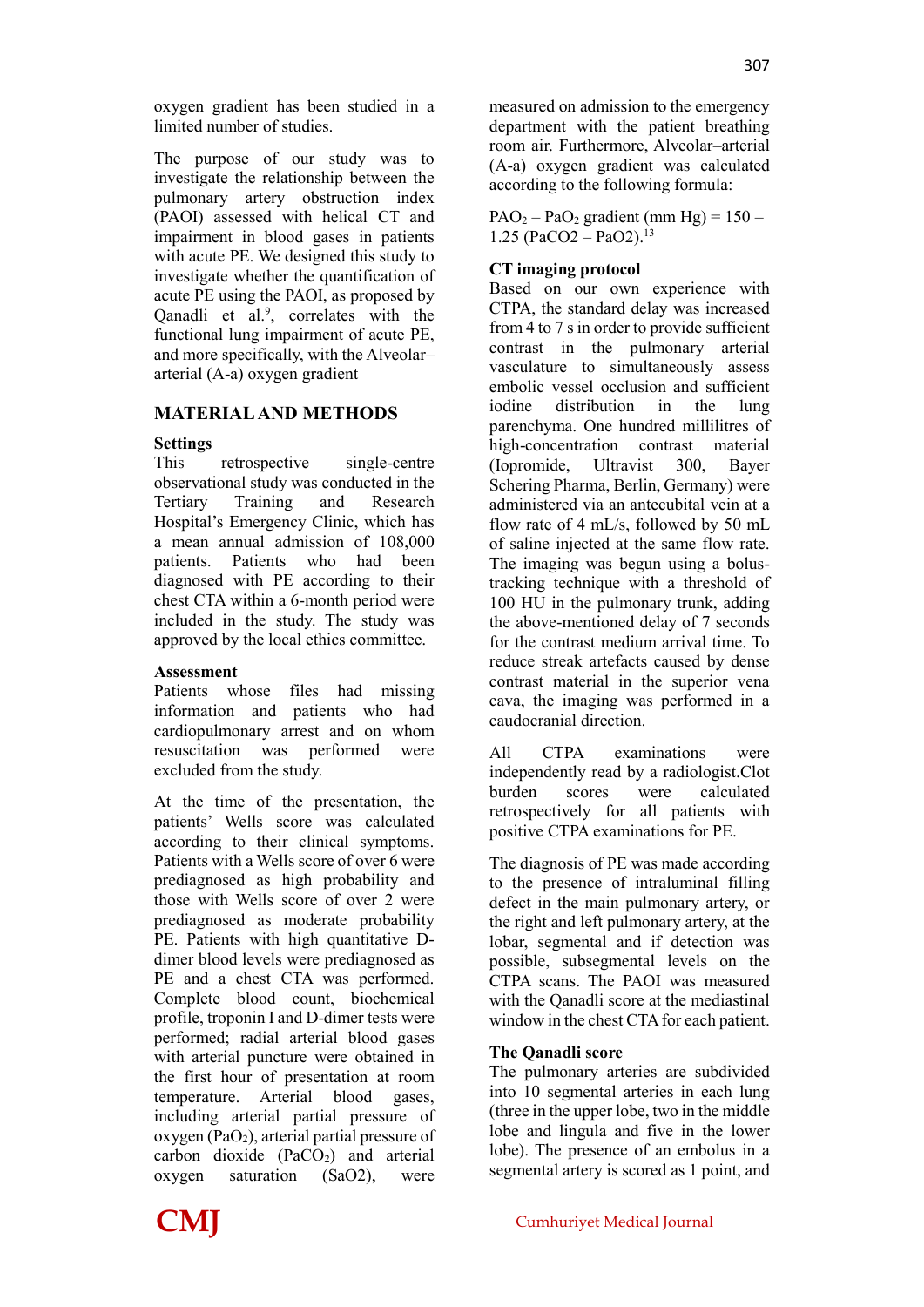oxygen gradient has been studied in a limited number of studies.

The purpose of our study was to investigate the relationship between the pulmonary artery obstruction index (PAOI) assessed with helical CT and impairment in blood gases in patients with acute PE. We designed this study to investigate whether the quantification of acute PE using the PAOI, as proposed by Qanadli et al.[9], correlates with the functional lung impairment of acute PE, and more specifically, with the Alveolar–arterial (A-a) oxygen gradient

## MATERIAL AND METHODS

### Settings

This retrospective single-centre observational study was conducted in the Tertiary Training and Research Hospital's Emergency Clinic, which has a mean annual admission of 108,000 patients. Patients who had been diagnosed with PE according to their chest CTA within a 6-month period were included in the study. The study was approved by the local ethics committee.

### Assessment

Patients whose files had missing information and patients who had cardiopulmonary arrest and on whom resuscitation was performed were excluded from the study.

At the time of the presentation, the patients' Wells score was calculated according to their clinical symptoms. Patients with a Wells score of over 6 were prediagnosed as high probability and those with Wells score of over 2 were prediagnosed as moderate probability PE. Patients with high quantitative D-dimer blood levels were prediagnosed as PE and a chest CTA was performed. Complete blood count, biochemical profile, troponin I and D-dimer tests were performed; radial arterial blood gases with arterial puncture were obtained in the first hour of presentation at room temperature. Arterial blood gases, including arterial partial pressure of oxygen ($PaO_2$), arterial partial pressure of carbon dioxide ($PaCO_2$) and arterial oxygen saturation (SaO2), were measured on admission to the emergency department with the patient breathing room air. Furthermore, Alveolar–arterial (A-a) oxygen gradient was calculated according to the following formula:

$PAO_2 – PaO_2$ gradient (mm Hg) = 150 – 1.25 (PaCO2 – PaO2).[13]

### CT imaging protocol

Based on our own experience with CTPA, the standard delay was increased from 4 to 7 s in order to provide sufficient contrast in the pulmonary arterial vasculature to simultaneously assess embolic vessel occlusion and sufficient iodine distribution in the lung parenchyma. One hundred millilitres of high-concentration contrast material (Iopromide, Ultravist 300, Bayer Schering Pharma, Berlin, Germany) were administered via an antecubital vein at a flow rate of 4 mL/s, followed by 50 mL of saline injected at the same flow rate. The imaging was begun using a bolus-tracking technique with a threshold of 100 HU in the pulmonary trunk, adding the above-mentioned delay of 7 seconds for the contrast medium arrival time. To reduce streak artefacts caused by dense contrast material in the superior vena cava, the imaging was performed in a caudocranial direction.

All CTPA examinations were independently read by a radiologist.Clot burden scores were calculated retrospectively for all patients with positive CTPA examinations for PE.

The diagnosis of PE was made according to the presence of intraluminal filling defect in the main pulmonary artery, or the right and left pulmonary artery, at the lobar, segmental and if detection was possible, subsegmental levels on the CTPA scans. The PAOI was measured with the Qanadli score at the mediastinal window in the chest CTA for each patient.

### The Qanadli score

The pulmonary arteries are subdivided into 10 segmental arteries in each lung (three in the upper lobe, two in the middle lobe and lingula and five in the lower lobe). The presence of an embolus in a segmental artery is scored as 1 point, and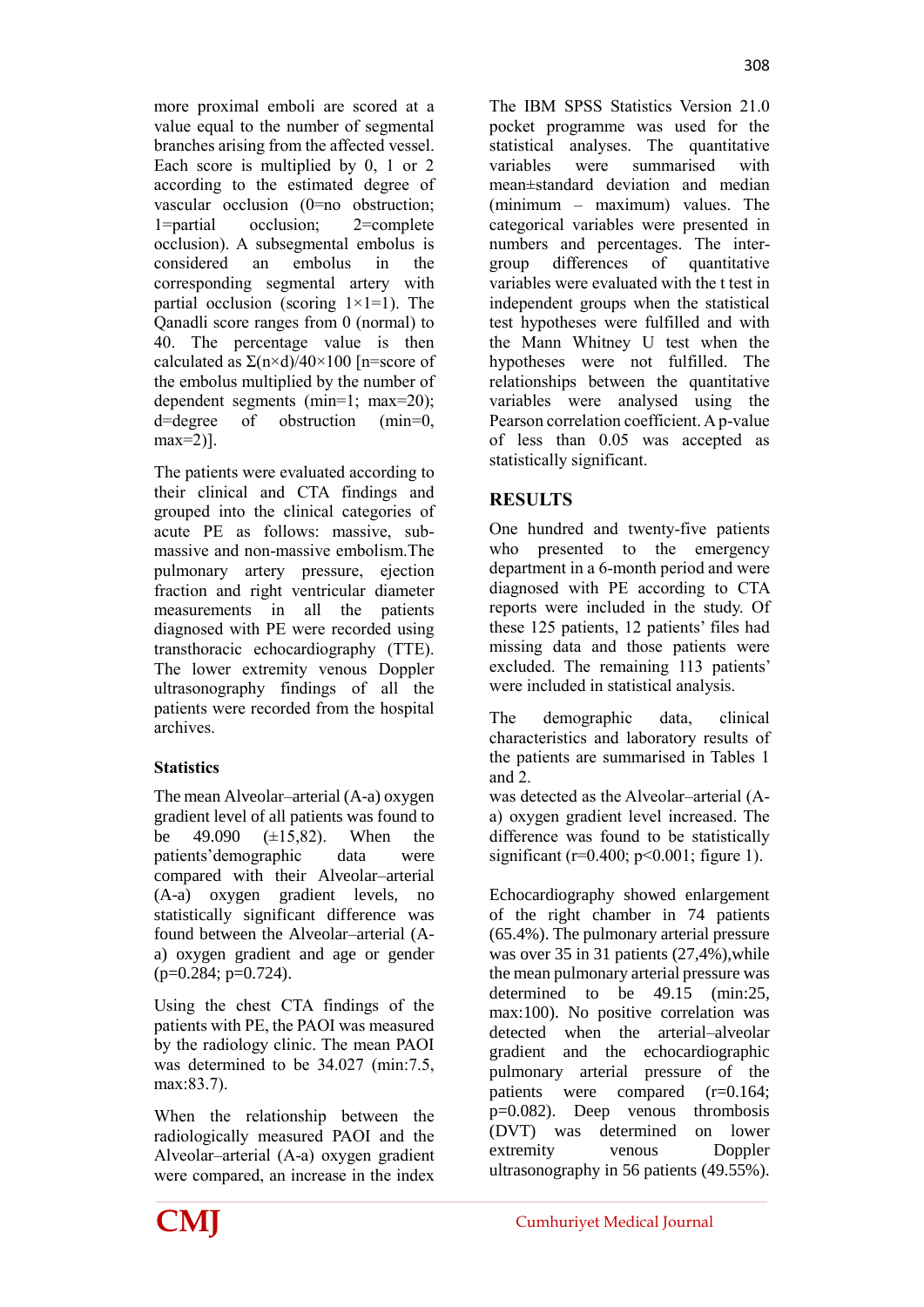more proximal emboli are scored at a value equal to the number of segmental branches arising from the affected vessel. Each score is multiplied by 0, 1 or 2 according to the estimated degree of vascular occlusion (0=no obstruction; 1=partial occlusion; 2=complete occlusion). A subsegmental embolus is considered an embolus in the corresponding segmental artery with partial occlusion (scoring 1×1=1). The Qanadli score ranges from 0 (normal) to 40. The percentage value is then calculated as $\Sigma(n \times d)/40 \times 100$ [n=score of the embolus multiplied by the number of dependent segments (min=1; max=20); d=degree of obstruction (min=0, max=2)].

The patients were evaluated according to their clinical and CTA findings and grouped into the clinical categories of acute PE as follows: massive, sub-massive and non-massive embolism.The pulmonary artery pressure, ejection fraction and right ventricular diameter measurements in all the patients diagnosed with PE were recorded using transthoracic echocardiography (TTE). The lower extremity venous Doppler ultrasonography findings of all the patients were recorded from the hospital archives.

### Statistics

The IBM SPSS Statistics Version 21.0 pocket programme was used for the statistical analyses. The quantitative variables were summarised with mean±standard deviation and median (minimum – maximum) values. The categorical variables were presented in numbers and percentages. The inter-group differences of quantitative variables were evaluated with the t test in independent groups when the statistical test hypotheses were fulfilled and with the Mann Whitney U test when the hypotheses were not fulfilled. The relationships between the quantitative variables were analysed using the Pearson correlation coefficient. A p-value of less than 0.05 was accepted as statistically significant.

## RESULTS

One hundred and twenty-five patients who presented to the emergency department in a 6-month period and were diagnosed with PE according to CTA reports were included in the study. Of these 125 patients, 12 patients' files had missing data and those patients were excluded. The remaining 113 patients' were included in statistical analysis.

The demographic data, clinical characteristics and laboratory results of the patients are summarised in Tables 1 and 2.

The mean Alveolar–arterial (A-a) oxygen gradient level of all patients was found to be 49.090 (±15,82). When the patients'demographic data were compared with their Alveolar–arterial (A-a) oxygen gradient levels, no statistically significant difference was found between the Alveolar–arterial (A-a) oxygen gradient and age or gender ($p=0.284$; $p=0.724$).

Using the chest CTA findings of the patients with PE, the PAOI was measured by the radiology clinic. The mean PAOI was determined to be 34.027 (min:7.5, max:83.7).

When the relationship between the radiologically measured PAOI and the Alveolar–arterial (A-a) oxygen gradient were compared, an increase in the index was detected as the Alveolar–arterial (A-a) oxygen gradient level increased. The difference was found to be statistically significant ($r=0.400$; $p<0.001$; figure 1).

Echocardiography showed enlargement of the right chamber in 74 patients (65.4%). The pulmonary arterial pressure was over 35 in 31 patients (27,4%),while the mean pulmonary arterial pressure was determined to be 49.15 (min:25, max:100). No positive correlation was detected when the arterial–alveolar gradient and the echocardiographic pulmonary arterial pressure of the patients were compared ($r=0.164$; $p=0.082$). Deep venous thrombosis (DVT) was determined on lower extremity venous Doppler ultrasonography in 56 patients (49.55%).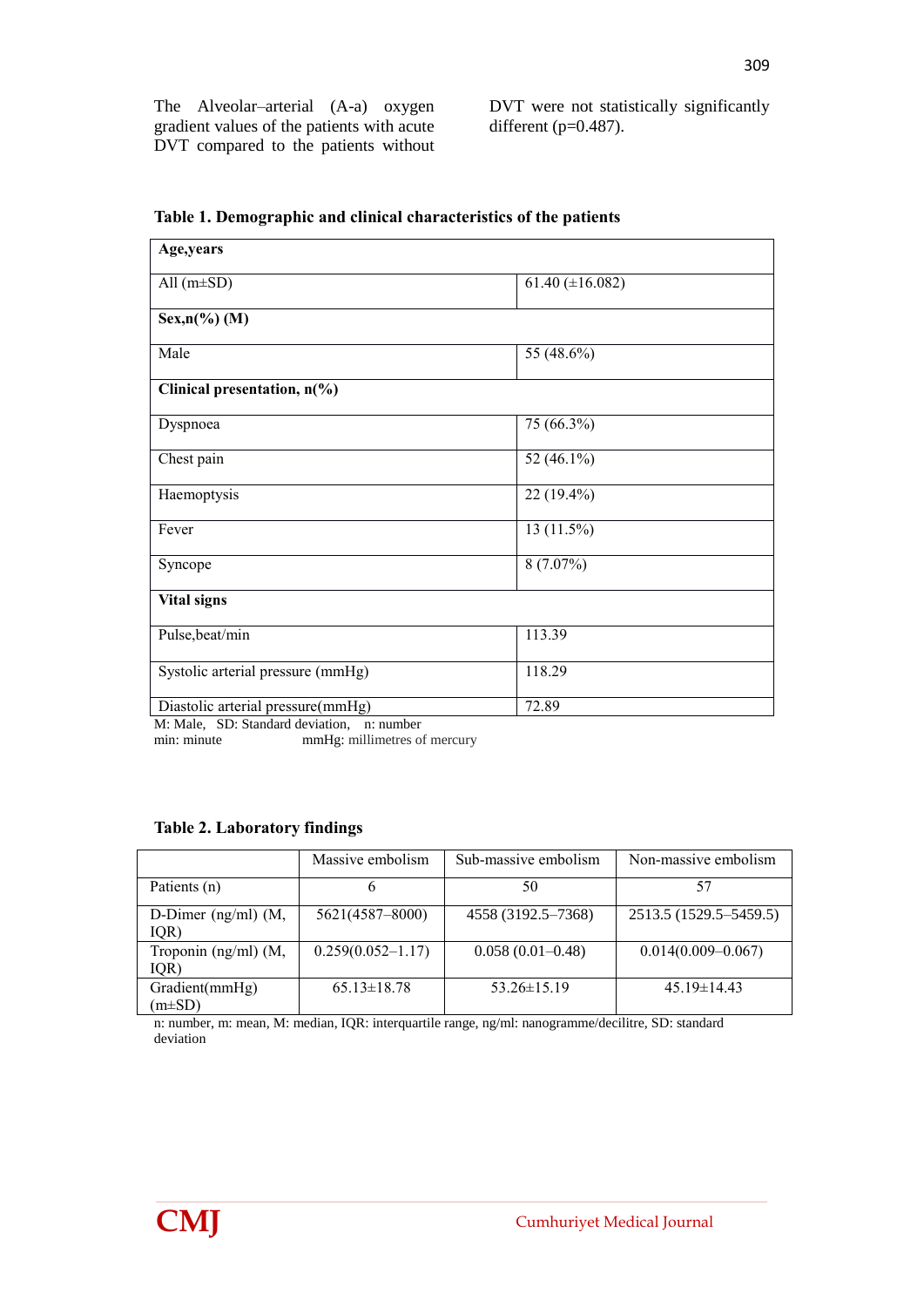The Alveolar–arterial (A-a) oxygen gradient values of the patients with acute DVT compared to the patients without DVT were not statistically significantly different (p=0.487).

**Table 1. Demographic and clinical characteristics of the patients**

| **Age,years** | |
|---|---|
| All (m±SD) | 61.40 (±16.082) |
| **Sex,n(%) (M)** | |
| Male | 55 (48.6%) |
| **Clinical presentation, n(%)** | |
| Dyspnoea | 75 (66.3%) |
| Chest pain | 52 (46.1%) |
| Haemoptysis | 22 (19.4%) |
| Fever | 13 (11.5%) |
| Syncope | 8 (7.07%) |
| **Vital signs** | |
| Pulse,beat/min | 113.39 |
| Systolic arterial pressure (mmHg) | 118.29 |
| Diastolic arterial pressure(mmHg) | 72.89 |

M: Male, SD: Standard deviation, n: number
min: minute mmHg: millimetres of mercury

**Table 2. Laboratory findings**

| | Massive embolism | Sub-massive embolism | Non-massive embolism |
|---|---|---|---|
| Patients (n) | 6 | 50 | 57 |
| D-Dimer (ng/ml) (M, IQR) | 5621(4587–8000) | 4558 (3192.5–7368) | 2513.5 (1529.5–5459.5) |
| Troponin (ng/ml) (M, IQR) | 0.259(0.052–1.17) | 0.058 (0.01–0.48) | 0.014(0.009–0.067) |
| Gradient(mmHg) (m±SD) | 65.13±18.78 | 53.26±15.19 | 45.19±14.43 |

n: number, m: mean, M: median, IQR: interquartile range, ng/ml: nanogramme/decilitre, SD: standard deviation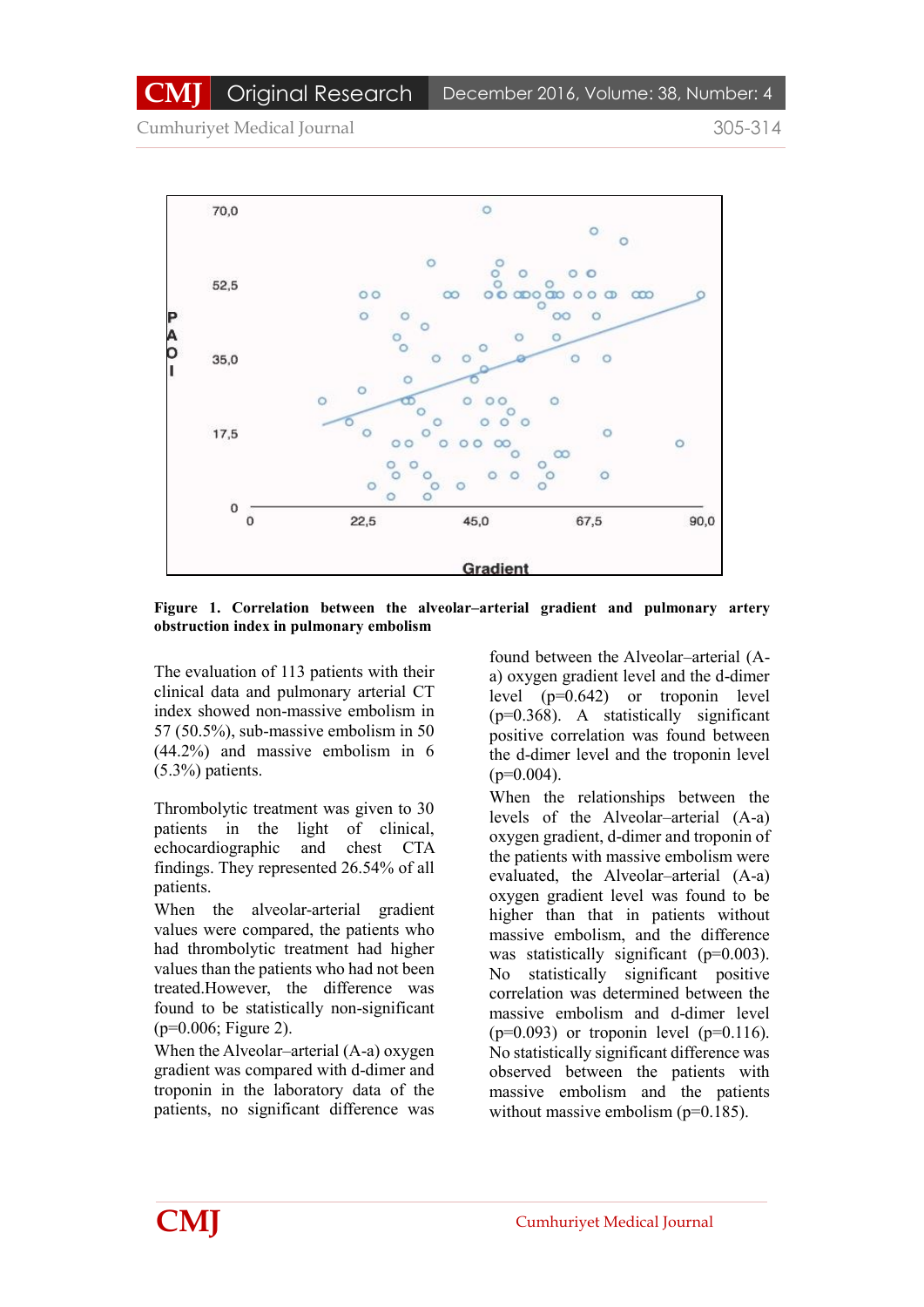**Figure 1. Correlation between the alveolar–arterial gradient and pulmonary artery obstruction index in pulmonary embolism**

The evaluation of 113 patients with their clinical data and pulmonary arterial CT index showed non-massive embolism in 57 (50.5%), sub-massive embolism in 50 (44.2%) and massive embolism in 6 (5.3%) patients.

Thrombolytic treatment was given to 30 patients in the light of clinical, echocardiographic and chest CTA findings. They represented 26.54% of all patients.

When the alveolar-arterial gradient values were compared, the patients who had thrombolytic treatment had higher values than the patients who had not been treated.However, the difference was found to be statistically non-significant (p=0.006; Figure 2).

When the Alveolar–arterial (A-a) oxygen gradient was compared with d-dimer and troponin in the laboratory data of the patients, no significant difference was found between the Alveolar–arterial (A-a) oxygen gradient level and the d-dimer level (p=0.642) or troponin level (p=0.368). A statistically significant positive correlation was found between the d-dimer level and the troponin level (p=0.004).

When the relationships between the levels of the Alveolar–arterial (A-a) oxygen gradient, d-dimer and troponin of the patients with massive embolism were evaluated, the Alveolar–arterial (A-a) oxygen gradient level was found to be higher than that in patients without massive embolism, and the difference was statistically significant (p=0.003). No statistically significant positive correlation was determined between the massive embolism and d-dimer level (p=0.093) or troponin level (p=0.116). No statistically significant difference was observed between the patients with massive embolism and the patients without massive embolism (p=0.185).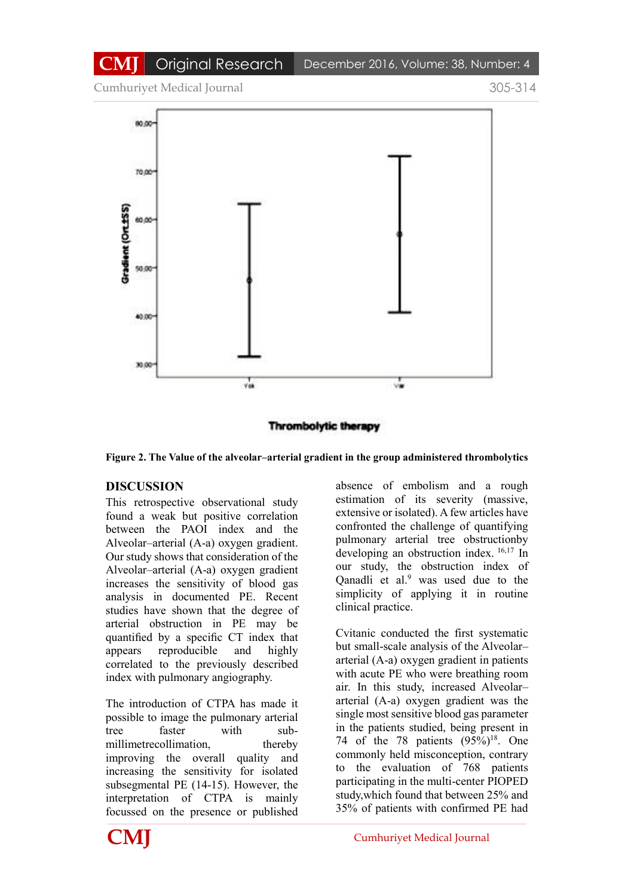Figure 2. **The Value of the alveolar–arterial gradient in the group administered thrombolytics**

## DISCUSSION

This retrospective observational study found a weak but positive correlation between the PAOI index and the Alveolar–arterial (A-a) oxygen gradient. Our study shows that consideration of the Alveolar–arterial (A-a) oxygen gradient increases the sensitivity of blood gas analysis in documented PE. Recent studies have shown that the degree of arterial obstruction in PE may be quantified by a specific CT index that appears reproducible and highly correlated to the previously described index with pulmonary angiography.

The introduction of CTPA has made it possible to image the pulmonary arterial tree faster with sub-millimetrecollimation, thereby improving the overall quality and increasing the sensitivity for isolated subsegmental PE (14-15). However, the interpretation of CTPA is mainly focussed on the presence or published absence of embolism and a rough estimation of its severity (massive, extensive or isolated). A few articles have confronted the challenge of quantifying pulmonary arterial tree obstructionby developing an obstruction index. [16,17] In our study, the obstruction index of Qanadli et al.[9] was used due to the simplicity of applying it in routine clinical practice.

Cvitanic conducted the first systematic but small-scale analysis of the Alveolar–arterial (A-a) oxygen gradient in patients with acute PE who were breathing room air. In this study, increased Alveolar–arterial (A-a) oxygen gradient was the single most sensitive blood gas parameter in the patients studied, being present in 74 of the 78 patients (95%)[18]. One commonly held misconception, contrary to the evaluation of 768 patients participating in the multi-center PIOPED study,which found that between 25% and 35% of patients with confirmed PE had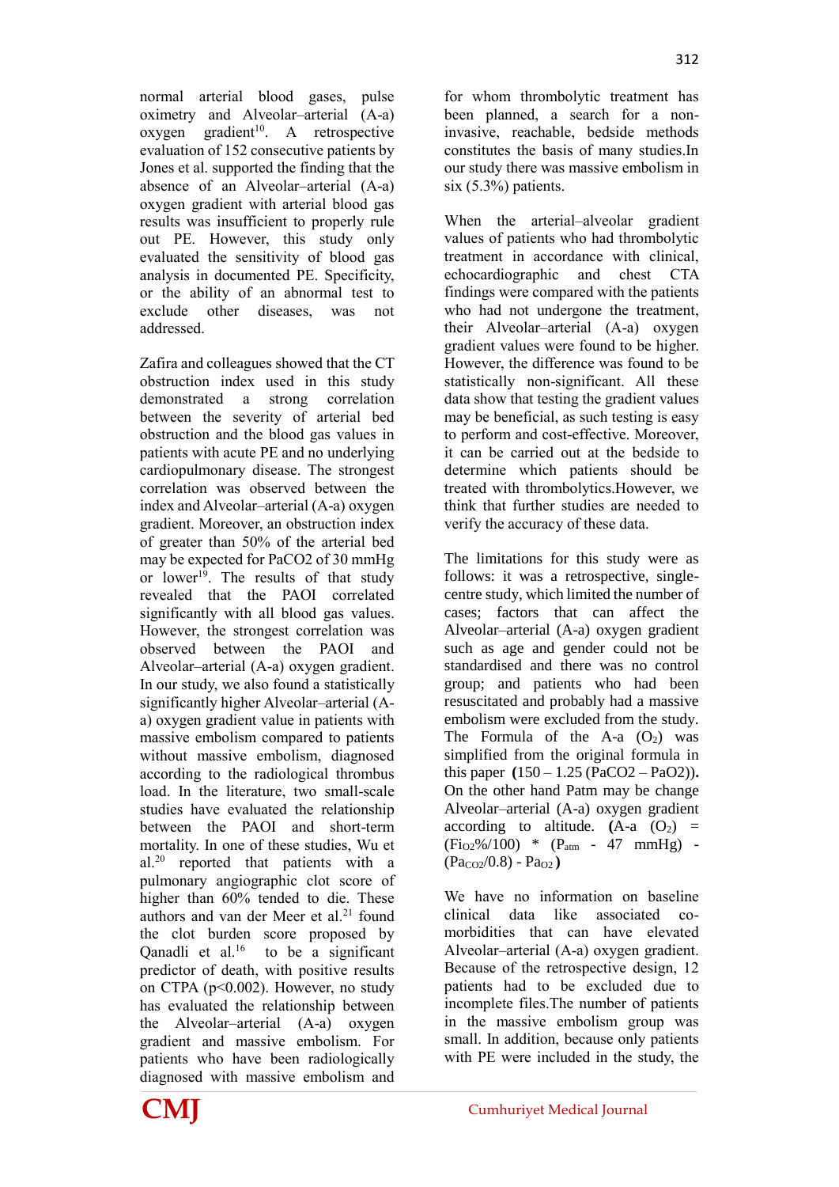normal arterial blood gases, pulse oximetry and Alveolar–arterial (A-a) oxygen gradient[10]. A retrospective evaluation of 152 consecutive patients by Jones et al. supported the finding that the absence of an Alveolar–arterial (A-a) oxygen gradient with arterial blood gas results was insufficient to properly rule out PE. However, this study only evaluated the sensitivity of blood gas analysis in documented PE. Specificity, or the ability of an abnormal test to exclude other diseases, was not addressed.

Zafira and colleagues showed that the CT obstruction index used in this study demonstrated a strong correlation between the severity of arterial bed obstruction and the blood gas values in patients with acute PE and no underlying cardiopulmonary disease. The strongest correlation was observed between the index and Alveolar–arterial (A-a) oxygen gradient. Moreover, an obstruction index of greater than 50% of the arterial bed may be expected for PaCO2 of 30 mmHg or lower[19]. The results of that study revealed that the PAOI correlated significantly with all blood gas values. However, the strongest correlation was observed between the PAOI and Alveolar–arterial (A-a) oxygen gradient. In our study, we also found a statistically significantly higher Alveolar–arterial (A-a) oxygen gradient value in patients with massive embolism compared to patients without massive embolism, diagnosed according to the radiological thrombus load. In the literature, two small-scale studies have evaluated the relationship between the PAOI and short-term mortality. In one of these studies, Wu et al.[20] reported that patients with a pulmonary angiographic clot score of higher than 60% tended to die. These authors and van der Meer et al.[21] found the clot burden score proposed by Qanadli et al.[16] to be a significant predictor of death, with positive results on CTPA ($p<0.002$). However, no study has evaluated the relationship between the Alveolar–arterial (A-a) oxygen gradient and massive embolism. For patients who have been radiologically diagnosed with massive embolism and for whom thrombolytic treatment has been planned, a search for a non-invasive, reachable, bedside methods constitutes the basis of many studies.In our study there was massive embolism in six (5.3%) patients.

When the arterial–alveolar gradient values of patients who had thrombolytic treatment in accordance with clinical, echocardiographic and chest CTA findings were compared with the patients who had not undergone the treatment, their Alveolar–arterial (A-a) oxygen gradient values were found to be higher. However, the difference was found to be statistically non-significant. All these data show that testing the gradient values may be beneficial, as such testing is easy to perform and cost-effective. Moreover, it can be carried out at the bedside to determine which patients should be treated with thrombolytics.However, we think that further studies are needed to verify the accuracy of these data.

The limitations for this study were as follows: it was a retrospective, single-centre study, which limited the number of cases; factors that can affect the Alveolar–arterial (A-a) oxygen gradient such as age and gender could not be standardised and there was no control group; and patients who had been resuscitated and probably had a massive embolism were excluded from the study. The Formula of the A-a ($O_2$) was simplified from the original formula in this paper **(**150 – 1.25 (PaCO2 – PaO2)**)**. On the other hand Patm may be change Alveolar–arterial (A-a) oxygen gradient according to altitude. **(**A-a ($O_2$) = $(Fi_{O2}\%/100) * (P_{atm} - 47 \text{ mmHg}) - (Pa_{CO2}/0.8) - Pa_{O2}$**)**

We have no information on baseline clinical data like associated co-morbidities that can have elevated Alveolar–arterial (A-a) oxygen gradient. Because of the retrospective design, 12 patients had to be excluded due to incomplete files.The number of patients in the massive embolism group was small. In addition, because only patients with PE were included in the study, the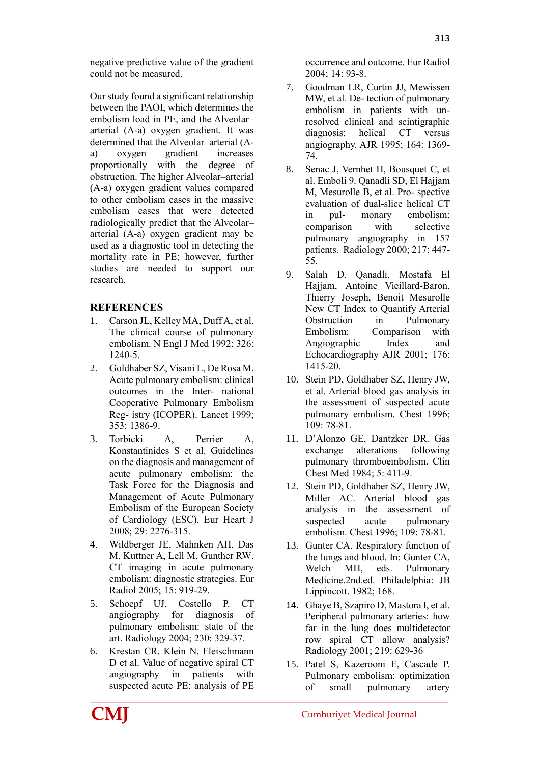negative predictive value of the gradient could not be measured.

Our study found a significant relationship between the PAOI, which determines the embolism load in PE, and the Alveolar–arterial (A-a) oxygen gradient. It was determined that the Alveolar–arterial (A-a) oxygen gradient increases proportionally with the degree of obstruction. The higher Alveolar–arterial (A-a) oxygen gradient values compared to other embolism cases in the massive embolism cases that were detected radiologically predict that the Alveolar–arterial (A-a) oxygen gradient may be used as a diagnostic tool in detecting the mortality rate in PE; however, further studies are needed to support our research.

## REFERENCES

1. Carson JL, Kelley MA, Duff A, et al. The clinical course of pulmonary embolism. N Engl J Med 1992; 326: 1240-5.
2. Goldhaber SZ, Visani L, De Rosa M. Acute pulmonary embolism: clinical outcomes in the Inter- national Cooperative Pulmonary Embolism Reg- istry (ICOPER). Lancet 1999; 353: 1386-9.
3. Torbicki A, Perrier A, Konstantinides S et al. Guidelines on the diagnosis and management of acute pulmonary embolism: the Task Force for the Diagnosis and Management of Acute Pulmonary Embolism of the European Society of Cardiology (ESC). Eur Heart J 2008; 29: 2276-315.
4. Wildberger JE, Mahnken AH, Das M, Kuttner A, Lell M, Gunther RW. CT imaging in acute pulmonary embolism: diagnostic strategies. Eur Radiol 2005; 15: 919-29.
5. Schoepf UJ, Costello P. CT angiography for diagnosis of pulmonary embolism: state of the art. Radiology 2004; 230: 329-37.
6. Krestan CR, Klein N, Fleischmann D et al. Value of negative spiral CT angiography in patients with suspected acute PE: analysis of PE occurrence and outcome. Eur Radiol 2004; 14: 93-8.
7. Goodman LR, Curtin JJ, Mewissen MW, et al. De- tection of pulmonary embolism in patients with un- resolved clinical and scintigraphic diagnosis: helical CT versus angiography. AJR 1995; 164: 1369-74.
8. Senac J, Vernhet H, Bousquet C, et al. Emboli 9. Qanadli SD, El Hajjam M, Mesurolle B, et al. Pro- spective evaluation of dual-slice helical CT in pul- monary embolism: comparison with selective pulmonary angiography in 157 patients. Radiology 2000; 217: 447-55.
9. Salah D. Qanadli, Mostafa El Hajjam, Antoine Vieillard-Baron, Thierry Joseph, Benoit Mesurolle New CT Index to Quantify Arterial Obstruction in Pulmonary Embolism: Comparison with Angiographic Index and Echocardiography AJR 2001; 176: 1415-20.
10. Stein PD, Goldhaber SZ, Henry JW, et al. Arterial blood gas analysis in the assessment of suspected acute pulmonary embolism. Chest 1996; 109: 78-81.
11. D'Alonzo GE, Dantzker DR. Gas exchange alterations following pulmonary thromboembolism. Clin Chest Med 1984; 5: 411-9.
12. Stein PD, Goldhaber SZ, Henry JW, Miller AC. Arterial blood gas analysis in the assessment of suspected acute pulmonary embolism. Chest 1996; 109: 78-81.
13. Gunter CA. Respiratory function of the lungs and blood. In: Gunter CA, Welch MH, eds. Pulmonary Medicine.2nd.ed. Philadelphia: JB Lippincott. 1982; 168.
14. Ghaye B, Szapiro D, Mastora I, et al. Peripheral pulmonary arteries: how far in the lung does multidetector row spiral CT allow analysis? Radiology 2001; 219: 629-36
15. Patel S, Kazerooni E, Cascade P. Pulmonary embolism: optimization of small pulmonary artery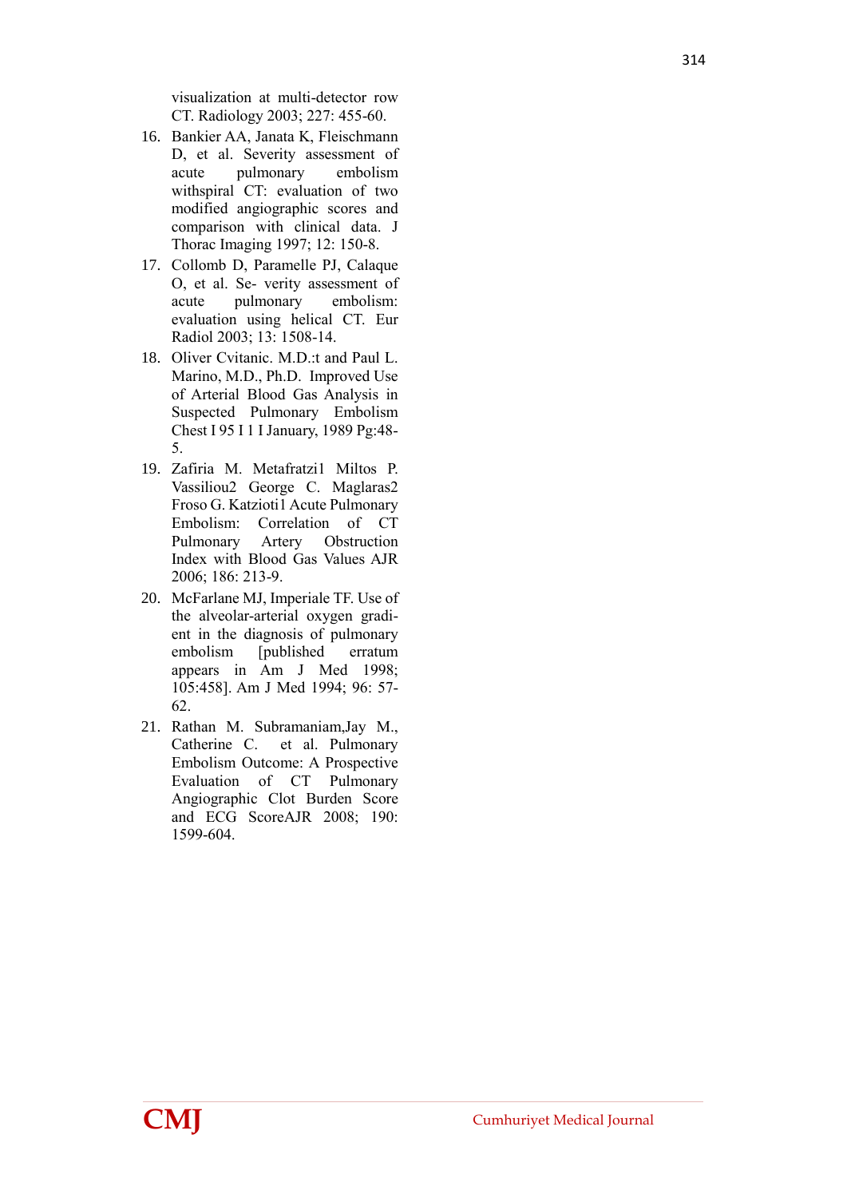visualization at multi-detector row CT. Radiology 2003; 227: 455-60.

16. Bankier AA, Janata K, Fleischmann D, et al. Severity assessment of acute pulmonary embolism withspiral CT: evaluation of two modified angiographic scores and comparison with clinical data. J Thorac Imaging 1997; 12: 150-8.
17. Collomb D, Paramelle PJ, Calaque O, et al. Se- verity assessment of acute pulmonary embolism: evaluation using helical CT. Eur Radiol 2003; 13: 1508-14.
18. Oliver Cvitanic. M.D.:t and Paul L. Marino, M.D., Ph.D. Improved Use of Arterial Blood Gas Analysis in Suspected Pulmonary Embolism Chest I 95 I 1 I January, 1989 Pg:48-5.
19. Zafiria M. Metafratzi1 Miltos P. Vassiliou2 George C. Maglaras2 Froso G. Katzioti1 Acute Pulmonary Embolism: Correlation of CT Pulmonary Artery Obstruction Index with Blood Gas Values AJR 2006; 186: 213-9.
20. McFarlane MJ, Imperiale TF. Use of the alveolar-arterial oxygen gradi- ent in the diagnosis of pulmonary embolism [published erratum appears in Am J Med 1998; 105:458]. Am J Med 1994; 96: 57-62.
21. Rathan M. Subramaniam,Jay M., Catherine C. et al. Pulmonary Embolism Outcome: A Prospective Evaluation of CT Pulmonary Angiographic Clot Burden Score and ECG ScoreAJR 2008; 190: 1599-604.